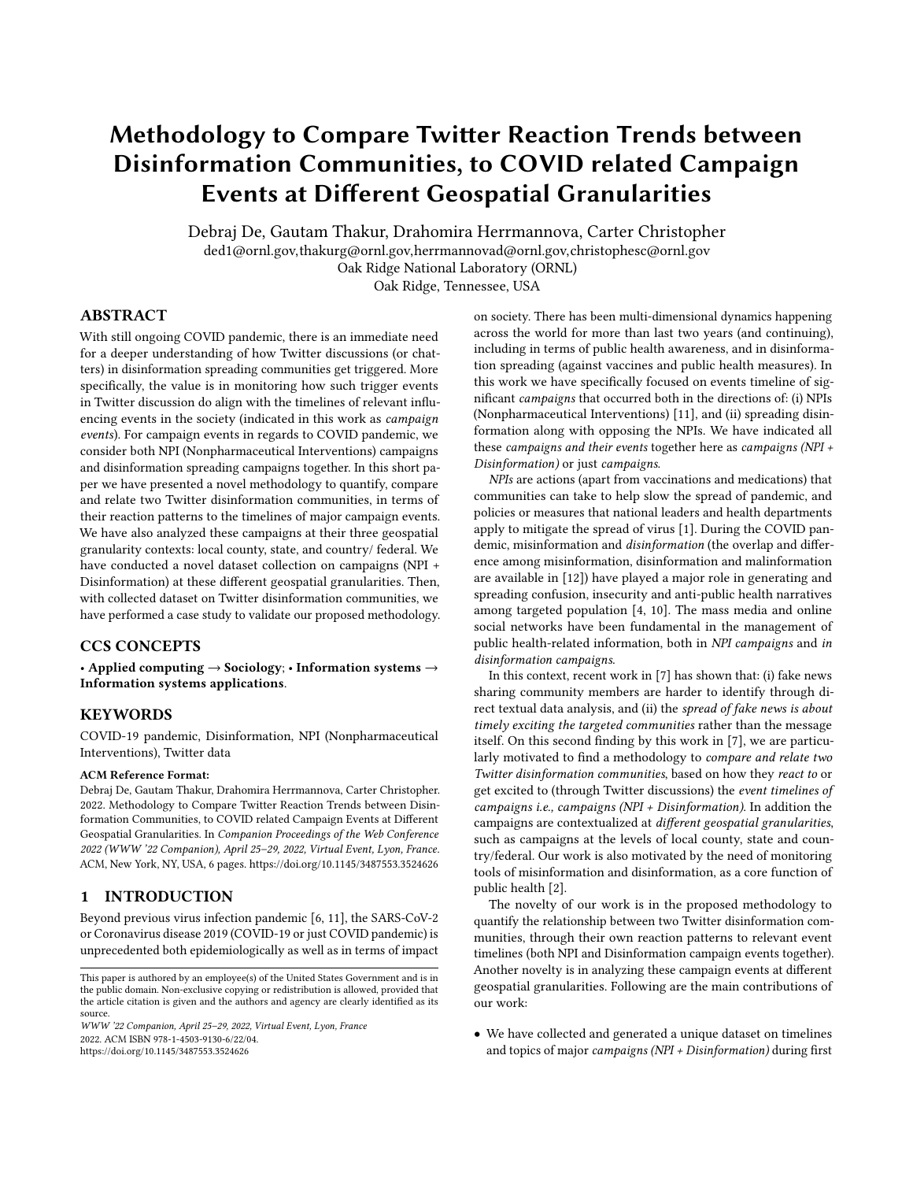# Methodology to Compare Twitter Reaction Trends between Disinformation Communities, to COVID related Campaign Events at Different Geospatial Granularities

Debraj De, Gautam Thakur, Drahomira Herrmannova, Carter Christopher
ded1@ornl.gov,thakurg@ornl.gov,herrmannovad@ornl.gov,christophesc@ornl.gov
Oak Ridge National Laboratory (ORNL)
Oak Ridge, Tennessee, USA

## ABSTRACT

With still ongoing COVID pandemic, there is an immediate need for a deeper understanding of how Twitter discussions (or chatters) in disinformation spreading communities get triggered. More specifically, the value is in monitoring how such trigger events in Twitter discussion do align with the timelines of relevant influencing events in the society (indicated in this work as *campaign events*). For campaign events in regards to COVID pandemic, we consider both NPI (Nonpharmaceutical Interventions) campaigns and disinformation spreading campaigns together. In this short paper we have presented a novel methodology to quantify, compare and relate two Twitter disinformation communities, in terms of their reaction patterns to the timelines of major campaign events. We have also analyzed these campaigns at their three geospatial granularity contexts: local county, state, and country/ federal. We have conducted a novel dataset collection on campaigns (NPI + Disinformation) at these different geospatial granularities. Then, with collected dataset on Twitter disinformation communities, we have performed a case study to validate our proposed methodology.

## CCS CONCEPTS

• **Applied computing** → **Sociology**; • **Information systems** → **Information systems applications**.

## KEYWORDS

COVID-19 pandemic, Disinformation, NPI (Nonpharmaceutical Interventions), Twitter data

**ACM Reference Format:**
Debraj De, Gautam Thakur, Drahomira Herrmannova, Carter Christopher. 2022. Methodology to Compare Twitter Reaction Trends between Disinformation Communities, to COVID related Campaign Events at Different Geospatial Granularities. In *Companion Proceedings of the Web Conference 2022 (WWW '22 Companion), April 25–29, 2022, Virtual Event, Lyon, France.* ACM, New York, NY, USA, 6 pages. https://doi.org/10.1145/3487553.3524626

## 1 INTRODUCTION

Beyond previous virus infection pandemic [6, 11], the SARS-CoV-2 or Coronavirus disease 2019 (COVID-19 or just COVID pandemic) is unprecedented both epidemiologically as well as in terms of impact on society. There has been multi-dimensional dynamics happening across the world for more than last two years (and continuing), including in terms of public health awareness, and in disinformation spreading (against vaccines and public health measures). In this work we have specifically focused on events timeline of significant *campaigns* that occurred both in the directions of: (i) NPIs (Nonpharmaceutical Interventions) [11], and (ii) spreading disinformation along with opposing the NPIs. We have indicated all these *campaigns and their events* together here as *campaigns (NPI + Disinformation)* or just *campaigns*.

*NPIs* are actions (apart from vaccinations and medications) that communities can take to help slow the spread of pandemic, and policies or measures that national leaders and health departments apply to mitigate the spread of virus [1]. During the COVID pandemic, misinformation and *disinformation* (the overlap and difference among misinformation, disinformation and malinformation are available in [12]) have played a major role in generating and spreading confusion, insecurity and anti-public health narratives among targeted population [4, 10]. The mass media and online social networks have been fundamental in the management of public health-related information, both in *NPI campaigns* and *in disinformation campaigns.*

In this context, recent work in [7] has shown that: (i) fake news sharing community members are harder to identify through direct textual data analysis, and (ii) the *spread of fake news is about timely exciting the targeted communities* rather than the message itself. On this second finding by this work in [7], we are particularly motivated to find a methodology to *compare and relate two Twitter disinformation communities*, based on how they *react to* or get excited to (through Twitter discussions) the *event timelines of campaigns i.e., campaigns (NPI + Disinformation)*. In addition the campaigns are contextualized at *different geospatial granularities*, such as campaigns at the levels of local county, state and country/federal. Our work is also motivated by the need of monitoring tools of misinformation and disinformation, as a core function of public health [2].

The novelty of our work is in the proposed methodology to quantify the relationship between two Twitter disinformation communities, through their own reaction patterns to relevant event timelines (both NPI and Disinformation campaign events together). Another novelty is in analyzing these campaign events at different geospatial granularities. Following are the main contributions of our work:

- We have collected and generated a unique dataset on timelines and topics of major *campaigns (NPI + Disinformation)* during first

This paper is authored by an employee(s) of the United States Government and is in the public domain. Non-exclusive copying or redistribution is allowed, provided that the article citation is given and the authors and agency are clearly identified as its source.
*WWW '22 Companion, April 25–29, 2022, Virtual Event, Lyon, France*
2022. ACM ISBN 978-1-4503-9130-6/22/04.
https://doi.org/10.1145/3487553.3524626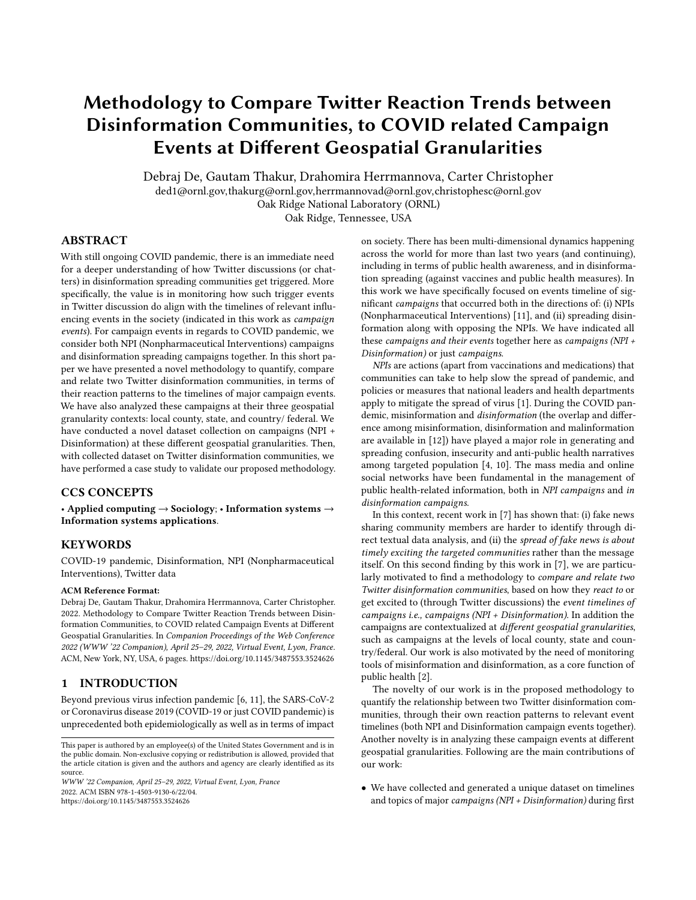# Methodology to Compare Twitter Reaction Trends between Disinformation Communities, to COVID related Campaign Events at Different Geospatial Granularities

Debraj De, Gautam Thakur, Drahomira Herrmannova, Carter Christopher

ded1@ornl.gov,thakurg@ornl.gov,herrmannovad@ornl.gov,christophesc@ornl.gov

Oak Ridge National Laboratory (ORNL)

Oak Ridge, Tennessee, USA

## ABSTRACT

With still ongoing COVID pandemic, there is an immediate need for a deeper understanding of how Twitter discussions (or chatters) in disinformation spreading communities get triggered. More specifically, the value is in monitoring how such trigger events in Twitter discussion do align with the timelines of relevant influencing events in the society (indicated in this work as *campaign events*). For campaign events in regards to COVID pandemic, we consider both NPI (Nonpharmaceutical Interventions) campaigns and disinformation spreading campaigns together. In this short paper we have presented a novel methodology to quantify, compare and relate two Twitter disinformation communities, in terms of their reaction patterns to the timelines of major campaign events. We have also analyzed these campaigns at their three geospatial granularity contexts: local county, state, and country/ federal. We have conducted a novel dataset collection on campaigns (NPI + Disinformation) at these different geospatial granularities. Then, with collected dataset on Twitter disinformation communities, we have performed a case study to validate our proposed methodology.

## CCS CONCEPTS

• **Applied computing** → **Sociology**; • **Information systems** → **Information systems applications**.

## KEYWORDS

COVID-19 pandemic, Disinformation, NPI (Nonpharmaceutical Interventions), Twitter data

**ACM Reference Format:**

Debraj De, Gautam Thakur, Drahomira Herrmannova, Carter Christopher. 2022. Methodology to Compare Twitter Reaction Trends between Disinformation Communities, to COVID related Campaign Events at Different Geospatial Granularities. In *Companion Proceedings of the Web Conference 2022 (WWW '22 Companion), April 25–29, 2022, Virtual Event, Lyon, France.* ACM, New York, NY, USA, 6 pages. https://doi.org/10.1145/3487553.3524626

## 1 INTRODUCTION

Beyond previous virus infection pandemic [6, 11], the SARS-CoV-2 or Coronavirus disease 2019 (COVID-19 or just COVID pandemic) is unprecedented both epidemiologically as well as in terms of impact on society. There has been multi-dimensional dynamics happening across the world for more than last two years (and continuing), including in terms of public health awareness, and in disinformation spreading (against vaccines and public health measures). In this work we have specifically focused on events timeline of significant *campaigns* that occurred both in the directions of: (i) NPIs (Nonpharmaceutical Interventions) [11], and (ii) spreading disinformation along with opposing the NPIs. We have indicated all these *campaigns and their events* together here as *campaigns (NPI + Disinformation)* or just *campaigns*.

*NPIs* are actions (apart from vaccinations and medications) that communities can take to help slow the spread of pandemic, and policies or measures that national leaders and health departments apply to mitigate the spread of virus [1]. During the COVID pandemic, misinformation and *disinformation* (the overlap and difference among misinformation, disinformation and malinformation are available in [12]) have played a major role in generating and spreading confusion, insecurity and anti-public health narratives among targeted population [4, 10]. The mass media and online social networks have been fundamental in the management of public health-related information, both in *NPI campaigns* and *in disinformation campaigns.*

In this context, recent work in [7] has shown that: (i) fake news sharing community members are harder to identify through direct textual data analysis, and (ii) the *spread of fake news is about timely exciting the targeted communities* rather than the message itself. On this second finding by this work in [7], we are particularly motivated to find a methodology to *compare and relate two Twitter disinformation communities*, based on how they *react to* or get excited to (through Twitter discussions) the *event timelines of campaigns i.e., campaigns (NPI + Disinformation)*. In addition the campaigns are contextualized at *different geospatial granularities*, such as campaigns at the levels of local county, state and country/federal. Our work is also motivated by the need of monitoring tools of misinformation and disinformation, as a core function of public health [2].

The novelty of our work is in the proposed methodology to quantify the relationship between two Twitter disinformation communities, through their own reaction patterns to relevant event timelines (both NPI and Disinformation campaign events together). Another novelty is in analyzing these campaign events at different geospatial granularities. Following are the main contributions of our work:

- We have collected and generated a unique dataset on timelines and topics of major *campaigns (NPI + Disinformation)* during first

---

This paper is authored by an employee(s) of the United States Government and is in the public domain. Non-exclusive copying or redistribution is allowed, provided that the article citation is given and the authors and agency are clearly identified as its source.

*WWW '22 Companion, April 25–29, 2022, Virtual Event, Lyon, France*

2022. ACM ISBN 978-1-4503-9130-6/22/04.

https://doi.org/10.1145/3487553.3524626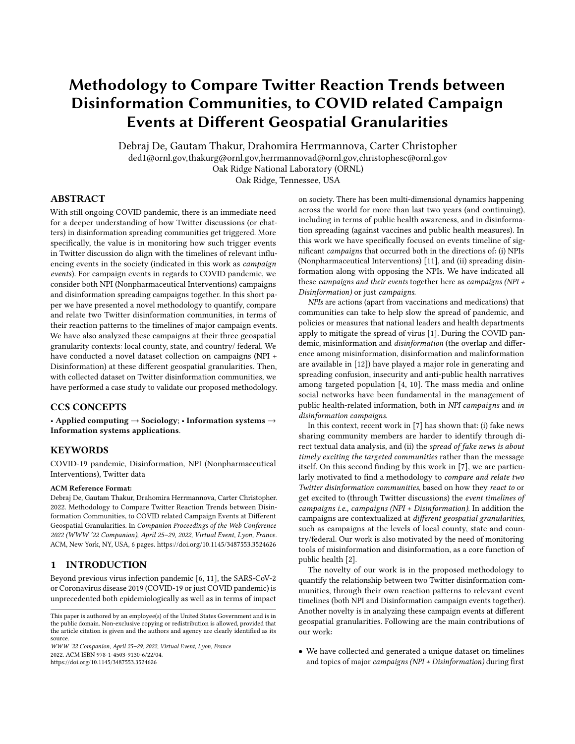# Methodology to Compare Twitter Reaction Trends between Disinformation Communities, to COVID related Campaign Events at Different Geospatial Granularities

Debraj De, Gautam Thakur, Drahomira Herrmannova, Carter Christopher
ded1@ornl.gov,thakurg@ornl.gov,herrmannovad@ornl.gov,christophesc@ornl.gov
Oak Ridge National Laboratory (ORNL)
Oak Ridge, Tennessee, USA

## ABSTRACT

With still ongoing COVID pandemic, there is an immediate need for a deeper understanding of how Twitter discussions (or chatters) in disinformation spreading communities get triggered. More specifically, the value is in monitoring how such trigger events in Twitter discussion do align with the timelines of relevant influencing events in the society (indicated in this work as *campaign events*). For campaign events in regards to COVID pandemic, we consider both NPI (Nonpharmaceutical Interventions) campaigns and disinformation spreading campaigns together. In this short paper we have presented a novel methodology to quantify, compare and relate two Twitter disinformation communities, in terms of their reaction patterns to the timelines of major campaign events. We have also analyzed these campaigns at their three geospatial granularity contexts: local county, state, and country/ federal. We have conducted a novel dataset collection on campaigns (NPI + Disinformation) at these different geospatial granularities. Then, with collected dataset on Twitter disinformation communities, we have performed a case study to validate our proposed methodology.

## CCS CONCEPTS

• **Applied computing** → **Sociology**; • **Information systems** → **Information systems applications**.

## KEYWORDS

COVID-19 pandemic, Disinformation, NPI (Nonpharmaceutical Interventions), Twitter data

**ACM Reference Format:**
Debraj De, Gautam Thakur, Drahomira Herrmannova, Carter Christopher. 2022. Methodology to Compare Twitter Reaction Trends between Disinformation Communities, to COVID related Campaign Events at Different Geospatial Granularities. In *Companion Proceedings of the Web Conference 2022 (WWW '22 Companion), April 25–29, 2022, Virtual Event, Lyon, France.* ACM, New York, NY, USA, 6 pages. https://doi.org/10.1145/3487553.3524626

## 1 INTRODUCTION

Beyond previous virus infection pandemic [6, 11], the SARS-CoV-2 or Coronavirus disease 2019 (COVID-19 or just COVID pandemic) is unprecedented both epidemiologically as well as in terms of impact on society. There has been multi-dimensional dynamics happening across the world for more than last two years (and continuing), including in terms of public health awareness, and in disinformation spreading (against vaccines and public health measures). In this work we have specifically focused on events timeline of significant *campaigns* that occurred both in the directions of: (i) NPIs (Nonpharmaceutical Interventions) [11], and (ii) spreading disinformation along with opposing the NPIs. We have indicated all these *campaigns and their events* together here as *campaigns (NPI + Disinformation)* or just *campaigns*.

*NPIs* are actions (apart from vaccinations and medications) that communities can take to help slow the spread of pandemic, and policies or measures that national leaders and health departments apply to mitigate the spread of virus [1]. During the COVID pandemic, misinformation and *disinformation* (the overlap and difference among misinformation, disinformation and malinformation are available in [12]) have played a major role in generating and spreading confusion, insecurity and anti-public health narratives among targeted population [4, 10]. The mass media and online social networks have been fundamental in the management of public health-related information, both in *NPI campaigns* and *in disinformation campaigns*.

In this context, recent work in [7] has shown that: (i) fake news sharing community members are harder to identify through direct textual data analysis, and (ii) the *spread of fake news is about timely exciting the targeted communities* rather than the message itself. On this second finding by this work in [7], we are particularly motivated to find a methodology to *compare and relate two Twitter disinformation communities*, based on how they *react to* or get excited to (through Twitter discussions) the *event timelines of campaigns i.e., campaigns (NPI + Disinformation)*. In addition the campaigns are contextualized at *different geospatial granularities*, such as campaigns at the levels of local county, state and country/federal. Our work is also motivated by the need of monitoring tools of misinformation and disinformation, as a core function of public health [2].

The novelty of our work is in the proposed methodology to quantify the relationship between two Twitter disinformation communities, through their own reaction patterns to relevant event timelines (both NPI and Disinformation campaign events together). Another novelty is in analyzing these campaign events at different geospatial granularities. Following are the main contributions of our work:

- We have collected and generated a unique dataset on timelines and topics of major *campaigns (NPI + Disinformation)* during first

This paper is authored by an employee(s) of the United States Government and is in the public domain. Non-exclusive copying or redistribution is allowed, provided that the article citation is given and the authors and agency are clearly identified as its source.
*WWW '22 Companion, April 25–29, 2022, Virtual Event, Lyon, France*
2022. ACM ISBN 978-1-4503-9130-6/22/04.
https://doi.org/10.1145/3487553.3524626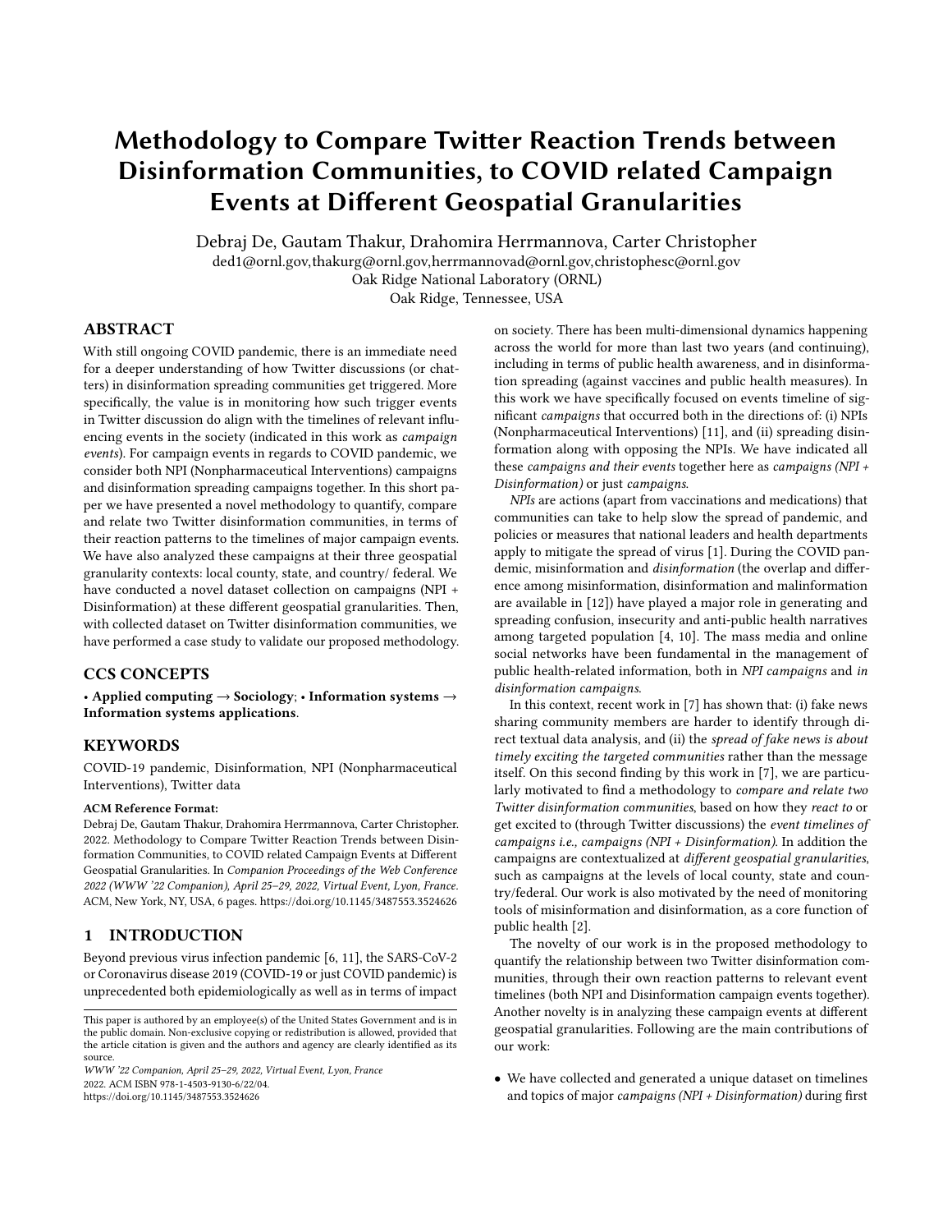# Methodology to Compare Twitter Reaction Trends between Disinformation Communities, to COVID related Campaign Events at Different Geospatial Granularities

Debraj De, Gautam Thakur, Drahomira Herrmannova, Carter Christopher

ded1@ornl.gov,thakurg@ornl.gov,herrmannovad@ornl.gov,christophesc@ornl.gov

Oak Ridge National Laboratory (ORNL)

Oak Ridge, Tennessee, USA

## ABSTRACT

With still ongoing COVID pandemic, there is an immediate need for a deeper understanding of how Twitter discussions (or chatters) in disinformation spreading communities get triggered. More specifically, the value is in monitoring how such trigger events in Twitter discussion do align with the timelines of relevant influencing events in the society (indicated in this work as *campaign events*). For campaign events in regards to COVID pandemic, we consider both NPI (Nonpharmaceutical Interventions) campaigns and disinformation spreading campaigns together. In this short paper we have presented a novel methodology to quantify, compare and relate two Twitter disinformation communities, in terms of their reaction patterns to the timelines of major campaign events. We have also analyzed these campaigns at their three geospatial granularity contexts: local county, state, and country/ federal. We have conducted a novel dataset collection on campaigns (NPI + Disinformation) at these different geospatial granularities. Then, with collected dataset on Twitter disinformation communities, we have performed a case study to validate our proposed methodology.

## CCS CONCEPTS

• **Applied computing** → **Sociology**; • **Information systems** → **Information systems applications**.

## KEYWORDS

COVID-19 pandemic, Disinformation, NPI (Nonpharmaceutical Interventions), Twitter data

**ACM Reference Format:**

Debraj De, Gautam Thakur, Drahomira Herrmannova, Carter Christopher. 2022. Methodology to Compare Twitter Reaction Trends between Disinformation Communities, to COVID related Campaign Events at Different Geospatial Granularities. In *Companion Proceedings of the Web Conference 2022 (WWW '22 Companion), April 25–29, 2022, Virtual Event, Lyon, France.* ACM, New York, NY, USA, 6 pages. https://doi.org/10.1145/3487553.3524626

## 1 INTRODUCTION

Beyond previous virus infection pandemic [6, 11], the SARS-CoV-2 or Coronavirus disease 2019 (COVID-19 or just COVID pandemic) is unprecedented both epidemiologically as well as in terms of impact on society. There has been multi-dimensional dynamics happening across the world for more than last two years (and continuing), including in terms of public health awareness, and in disinformation spreading (against vaccines and public health measures). In this work we have specifically focused on events timeline of significant *campaigns* that occurred both in the directions of: (i) NPIs (Nonpharmaceutical Interventions) [11], and (ii) spreading disinformation along with opposing the NPIs. We have indicated all these *campaigns and their events* together here as *campaigns (NPI + Disinformation)* or just *campaigns*.

*NPIs* are actions (apart from vaccinations and medications) that communities can take to help slow the spread of pandemic, and policies or measures that national leaders and health departments apply to mitigate the spread of virus [1]. During the COVID pandemic, misinformation and *disinformation* (the overlap and difference among misinformation, disinformation and malinformation are available in [12]) have played a major role in generating and spreading confusion, insecurity and anti-public health narratives among targeted population [4, 10]. The mass media and online social networks have been fundamental in the management of public health-related information, both in *NPI campaigns* and *in disinformation campaigns*.

In this context, recent work in [7] has shown that: (i) fake news sharing community members are harder to identify through direct textual data analysis, and (ii) the *spread of fake news is about timely exciting the targeted communities* rather than the message itself. On this second finding by this work in [7], we are particularly motivated to find a methodology to *compare and relate two Twitter disinformation communities*, based on how they *react to* or get excited to (through Twitter discussions) the *event timelines of campaigns i.e., campaigns (NPI + Disinformation)*. In addition the campaigns are contextualized at *different geospatial granularities*, such as campaigns at the levels of local county, state and country/federal. Our work is also motivated by the need of monitoring tools of misinformation and disinformation, as a core function of public health [2].

The novelty of our work is in the proposed methodology to quantify the relationship between two Twitter disinformation communities, through their own reaction patterns to relevant event timelines (both NPI and Disinformation campaign events together). Another novelty is in analyzing these campaign events at different geospatial granularities. Following are the main contributions of our work:

- We have collected and generated a unique dataset on timelines and topics of major *campaigns (NPI + Disinformation)* during first

This paper is authored by an employee(s) of the United States Government and is in the public domain. Non-exclusive copying or redistribution is allowed, provided that the article citation is given and the authors and agency are clearly identified as its source.

*WWW '22 Companion, April 25–29, 2022, Virtual Event, Lyon, France*
2022. ACM ISBN 978-1-4503-9130-6/22/04.
https://doi.org/10.1145/3487553.3524626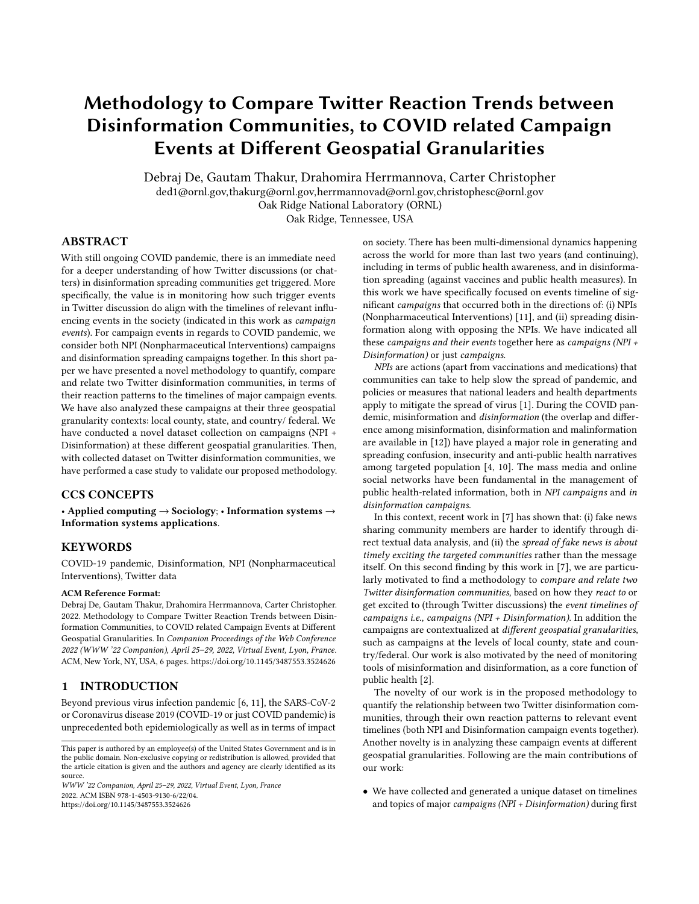# Methodology to Compare Twitter Reaction Trends between Disinformation Communities, to COVID related Campaign Events at Different Geospatial Granularities

Debraj De, Gautam Thakur, Drahomira Herrmannova, Carter Christopher
ded1@ornl.gov,thakurg@ornl.gov,herrmannovad@ornl.gov,christophesc@ornl.gov
Oak Ridge National Laboratory (ORNL)
Oak Ridge, Tennessee, USA

## ABSTRACT

With still ongoing COVID pandemic, there is an immediate need for a deeper understanding of how Twitter discussions (or chatters) in disinformation spreading communities get triggered. More specifically, the value is in monitoring how such trigger events in Twitter discussion do align with the timelines of relevant influencing events in the society (indicated in this work as *campaign events*). For campaign events in regards to COVID pandemic, we consider both NPI (Nonpharmaceutical Interventions) campaigns and disinformation spreading campaigns together. In this short paper we have presented a novel methodology to quantify, compare and relate two Twitter disinformation communities, in terms of their reaction patterns to the timelines of major campaign events. We have also analyzed these campaigns at their three geospatial granularity contexts: local county, state, and country/ federal. We have conducted a novel dataset collection on campaigns (NPI + Disinformation) at these different geospatial granularities. Then, with collected dataset on Twitter disinformation communities, we have performed a case study to validate our proposed methodology.

## CCS CONCEPTS

• **Applied computing** → **Sociology**; • **Information systems** → **Information systems applications**.

## KEYWORDS

COVID-19 pandemic, Disinformation, NPI (Nonpharmaceutical Interventions), Twitter data

**ACM Reference Format:**
Debraj De, Gautam Thakur, Drahomira Herrmannova, Carter Christopher. 2022. Methodology to Compare Twitter Reaction Trends between Disinformation Communities, to COVID related Campaign Events at Different Geospatial Granularities. In *Companion Proceedings of the Web Conference 2022 (WWW '22 Companion), April 25–29, 2022, Virtual Event, Lyon, France.* ACM, New York, NY, USA, 6 pages. https://doi.org/10.1145/3487553.3524626

## 1 INTRODUCTION

Beyond previous virus infection pandemic [6, 11], the SARS-CoV-2 or Coronavirus disease 2019 (COVID-19 or just COVID pandemic) is unprecedented both epidemiologically as well as in terms of impact on society. There has been multi-dimensional dynamics happening across the world for more than last two years (and continuing), including in terms of public health awareness, and in disinformation spreading (against vaccines and public health measures). In this work we have specifically focused on events timeline of significant *campaigns* that occurred both in the directions of: (i) NPIs (Nonpharmaceutical Interventions) [11], and (ii) spreading disinformation along with opposing the NPIs. We have indicated all these *campaigns and their events* together here as *campaigns (NPI + Disinformation)* or just *campaigns*.

*NPIs* are actions (apart from vaccinations and medications) that communities can take to help slow the spread of pandemic, and policies or measures that national leaders and health departments apply to mitigate the spread of virus [1]. During the COVID pandemic, misinformation and *disinformation* (the overlap and difference among misinformation, disinformation and malinformation are available in [12]) have played a major role in generating and spreading confusion, insecurity and anti-public health narratives among targeted population [4, 10]. The mass media and online social networks have been fundamental in the management of public health-related information, both in *NPI campaigns* and *in disinformation campaigns.*

In this context, recent work in [7] has shown that: (i) fake news sharing community members are harder to identify through direct textual data analysis, and (ii) the *spread of fake news is about timely exciting the targeted communities* rather than the message itself. On this second finding by this work in [7], we are particularly motivated to find a methodology to *compare and relate two Twitter disinformation communities*, based on how they *react to* or get excited to (through Twitter discussions) the *event timelines of campaigns i.e., campaigns (NPI + Disinformation)*. In addition the campaigns are contextualized at *different geospatial granularities*, such as campaigns at the levels of local county, state and country/federal. Our work is also motivated by the need of monitoring tools of misinformation and disinformation, as a core function of public health [2].

The novelty of our work is in the proposed methodology to quantify the relationship between two Twitter disinformation communities, through their own reaction patterns to relevant event timelines (both NPI and Disinformation campaign events together). Another novelty is in analyzing these campaign events at different geospatial granularities. Following are the main contributions of our work:

- We have collected and generated a unique dataset on timelines and topics of major *campaigns (NPI + Disinformation)* during first

This paper is authored by an employee(s) of the United States Government and is in the public domain. Non-exclusive copying or redistribution is allowed, provided that the article citation is given and the authors and agency are clearly identified as its source.
*WWW '22 Companion, April 25–29, 2022, Virtual Event, Lyon, France*
2022. ACM ISBN 978-1-4503-9130-6/22/04.
https://doi.org/10.1145/3487553.3524626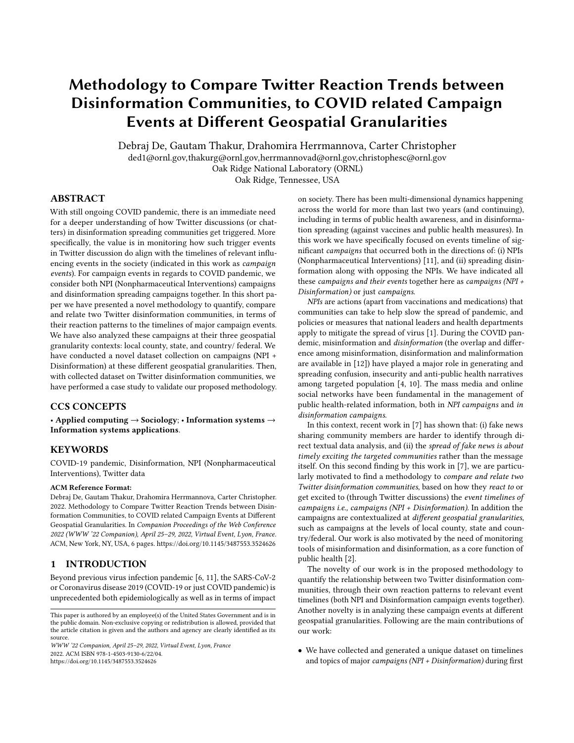# Methodology to Compare Twitter Reaction Trends between Disinformation Communities, to COVID related Campaign Events at Different Geospatial Granularities

Debraj De, Gautam Thakur, Drahomira Herrmannova, Carter Christopher
ded1@ornl.gov,thakurg@ornl.gov,herrmannovad@ornl.gov,christophesc@ornl.gov
Oak Ridge National Laboratory (ORNL)
Oak Ridge, Tennessee, USA

## ABSTRACT

With still ongoing COVID pandemic, there is an immediate need for a deeper understanding of how Twitter discussions (or chatters) in disinformation spreading communities get triggered. More specifically, the value is in monitoring how such trigger events in Twitter discussion do align with the timelines of relevant influencing events in the society (indicated in this work as *campaign events*). For campaign events in regards to COVID pandemic, we consider both NPI (Nonpharmaceutical Interventions) campaigns and disinformation spreading campaigns together. In this short paper we have presented a novel methodology to quantify, compare and relate two Twitter disinformation communities, in terms of their reaction patterns to the timelines of major campaign events. We have also analyzed these campaigns at their three geospatial granularity contexts: local county, state, and country/ federal. We have conducted a novel dataset collection on campaigns (NPI + Disinformation) at these different geospatial granularities. Then, with collected dataset on Twitter disinformation communities, we have performed a case study to validate our proposed methodology.

## CCS CONCEPTS

• **Applied computing** → **Sociology**; • **Information systems** → **Information systems applications**.

## KEYWORDS

COVID-19 pandemic, Disinformation, NPI (Nonpharmaceutical Interventions), Twitter data

**ACM Reference Format:**
Debraj De, Gautam Thakur, Drahomira Herrmannova, Carter Christopher. 2022. Methodology to Compare Twitter Reaction Trends between Disinformation Communities, to COVID related Campaign Events at Different Geospatial Granularities. In *Companion Proceedings of the Web Conference 2022 (WWW '22 Companion), April 25–29, 2022, Virtual Event, Lyon, France.* ACM, New York, NY, USA, 6 pages. https://doi.org/10.1145/3487553.3524626

## 1 INTRODUCTION

Beyond previous virus infection pandemic [6, 11], the SARS-CoV-2 or Coronavirus disease 2019 (COVID-19 or just COVID pandemic) is unprecedented both epidemiologically as well as in terms of impact on society. There has been multi-dimensional dynamics happening across the world for more than last two years (and continuing), including in terms of public health awareness, and in disinformation spreading (against vaccines and public health measures). In this work we have specifically focused on events timeline of significant *campaigns* that occurred both in the directions of: (i) NPIs (Nonpharmaceutical Interventions) [11], and (ii) spreading disinformation along with opposing the NPIs. We have indicated all these *campaigns and their events* together here as *campaigns (NPI + Disinformation)* or just *campaigns*.

*NPIs* are actions (apart from vaccinations and medications) that communities can take to help slow the spread of pandemic, and policies or measures that national leaders and health departments apply to mitigate the spread of virus [1]. During the COVID pandemic, misinformation and *disinformation* (the overlap and difference among misinformation, disinformation and malinformation are available in [12]) have played a major role in generating and spreading confusion, insecurity and anti-public health narratives among targeted population [4, 10]. The mass media and online social networks have been fundamental in the management of public health-related information, both in *NPI campaigns* and *in disinformation campaigns.*

In this context, recent work in [7] has shown that: (i) fake news sharing community members are harder to identify through direct textual data analysis, and (ii) the *spread of fake news is about timely exciting the targeted communities* rather than the message itself. On this second finding by this work in [7], we are particularly motivated to find a methodology to *compare and relate two Twitter disinformation communities*, based on how they *react to* or get excited to (through Twitter discussions) the *event timelines of campaigns i.e., campaigns (NPI + Disinformation)*. In addition the campaigns are contextualized at *different geospatial granularities*, such as campaigns at the levels of local county, state and country/federal. Our work is also motivated by the need of monitoring tools of misinformation and disinformation, as a core function of public health [2].

The novelty of our work is in the proposed methodology to quantify the relationship between two Twitter disinformation communities, through their own reaction patterns to relevant event timelines (both NPI and Disinformation campaign events together). Another novelty is in analyzing these campaign events at different geospatial granularities. Following are the main contributions of our work:

- We have collected and generated a unique dataset on timelines and topics of major *campaigns (NPI + Disinformation)* during first

This paper is authored by an employee(s) of the United States Government and is in the public domain. Non-exclusive copying or redistribution is allowed, provided that the article citation is given and the authors and agency are clearly identified as its source.
*WWW '22 Companion, April 25–29, 2022, Virtual Event, Lyon, France*
2022. ACM ISBN 978-1-4503-9130-6/22/04.
https://doi.org/10.1145/3487553.3524626